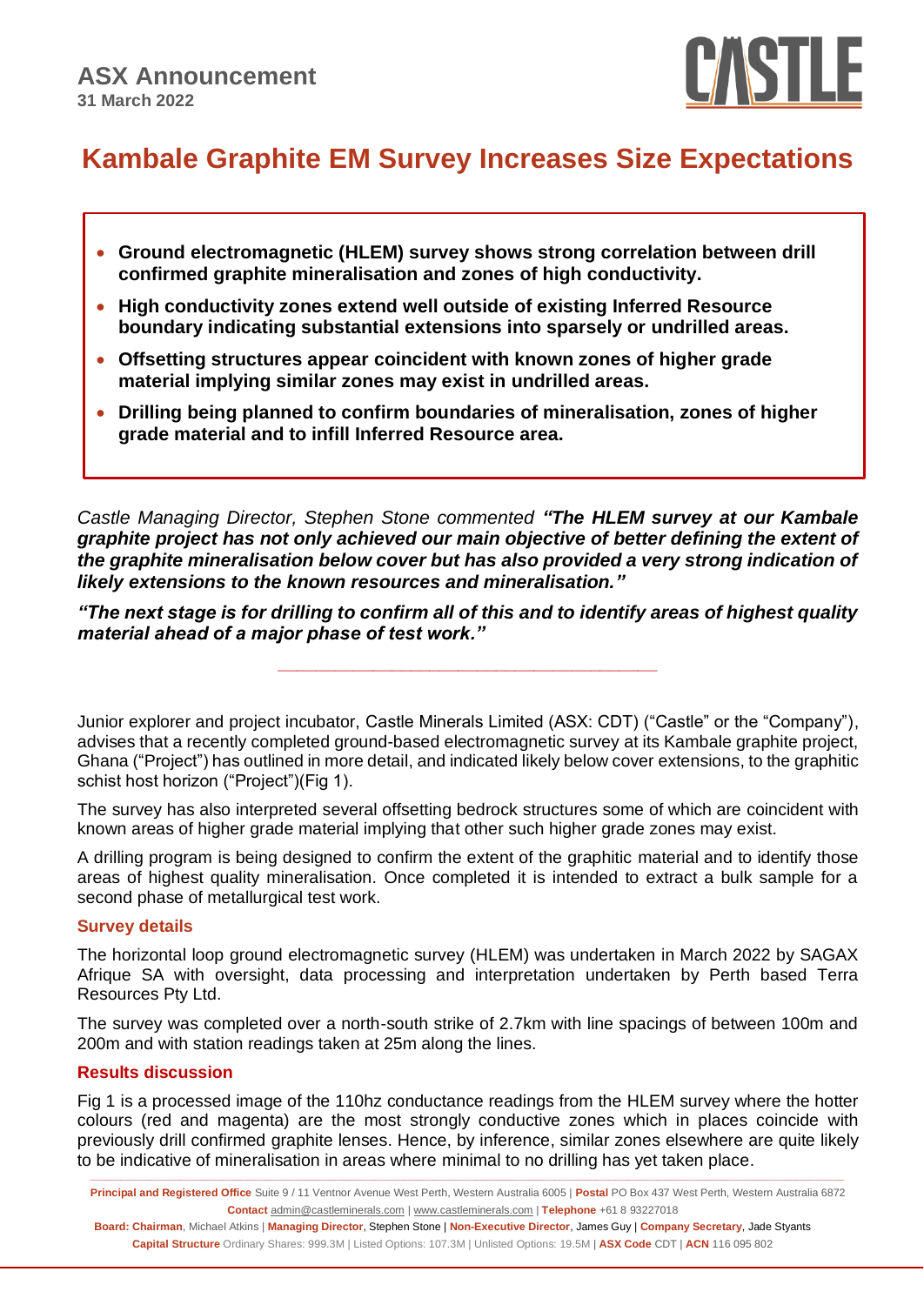# ASX Announcement

**31 March 2022**

## Kambale Graphite EM Survey Increases Size Expectations

- **Ground electromagnetic (HLEM) survey shows strong correlation between drill confirmed graphite mineralisation and zones of high conductivity.**
- **High conductivity zones extend well outside of existing Inferred Resource boundary indicating substantial extensions into sparsely or undrilled areas.**
- **Offsetting structures appear coincident with known zones of higher grade material implying similar zones may exist in undrilled areas.**
- **Drilling being planned to confirm boundaries of mineralisation, zones of higher grade material and to infill Inferred Resource area.**

*Castle Managing Director, Stephen Stone commented* ***"The HLEM survey at our Kambale graphite project has not only achieved our main objective of better defining the extent of the graphite mineralisation below cover but has also provided a very strong indication of likely extensions to the known resources and mineralisation."***

***"The next stage is for drilling to confirm all of this and to identify areas of highest quality material ahead of a major phase of test work."***

---

Junior explorer and project incubator, Castle Minerals Limited (ASX: CDT) ("Castle" or the "Company"), advises that a recently completed ground-based electromagnetic survey at its Kambale graphite project, Ghana ("Project") has outlined in more detail, and indicated likely below cover extensions, to the graphitic schist host horizon ("Project")(Fig 1).

The survey has also interpreted several offsetting bedrock structures some of which are coincident with known areas of higher grade material implying that other such higher grade zones may exist.

A drilling program is being designed to confirm the extent of the graphitic material and to identify those areas of highest quality mineralisation. Once completed it is intended to extract a bulk sample for a second phase of metallurgical test work.

### Survey details

The horizontal loop ground electromagnetic survey (HLEM) was undertaken in March 2022 by SAGAX Afrique SA with oversight, data processing and interpretation undertaken by Perth based Terra Resources Pty Ltd.

The survey was completed over a north-south strike of 2.7km with line spacings of between 100m and 200m and with station readings taken at 25m along the lines.

### Results discussion

Fig 1 is a processed image of the 110hz conductance readings from the HLEM survey where the hotter colours (red and magenta) are the most strongly conductive zones which in places coincide with previously drill confirmed graphite lenses. Hence, by inference, similar zones elsewhere are quite likely to be indicative of mineralisation in areas where minimal to no drilling has yet taken place.

**Principal and Registered Office** Suite 9 / 11 Ventnor Avenue West Perth, Western Australia 6005 | **Postal** PO Box 437 West Perth, Western Australia 6872
**Contact** admin@castleminerals.com | www.castleminerals.com | **Telephone** +61 8 93227018
**Board: Chairman**, Michael Atkins | **Managing Director**, Stephen Stone | **Non-Executive Director**, James Guy | **Company Secretary**, Jade Styants
**Capital Structure** Ordinary Shares: 999.3M | Listed Options: 107.3M | Unlisted Options: 19.5M | **ASX Code** CDT | **ACN** 116 095 802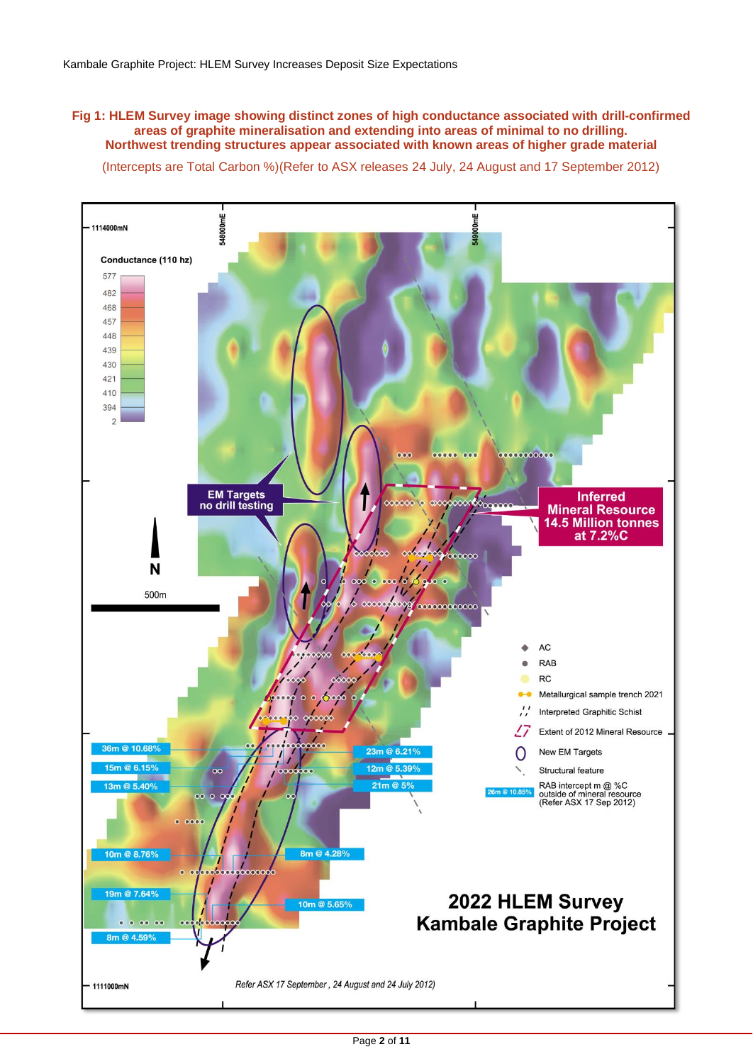**Fig 1: HLEM Survey image showing distinct zones of high conductance associated with drill-confirmed areas of graphite mineralisation and extending into areas of minimal to no drilling. Northwest trending structures appear associated with known areas of higher grade material**

(Intercepts are Total Carbon %)(Refer to ASX releases 24 July, 24 August and 17 September 2012)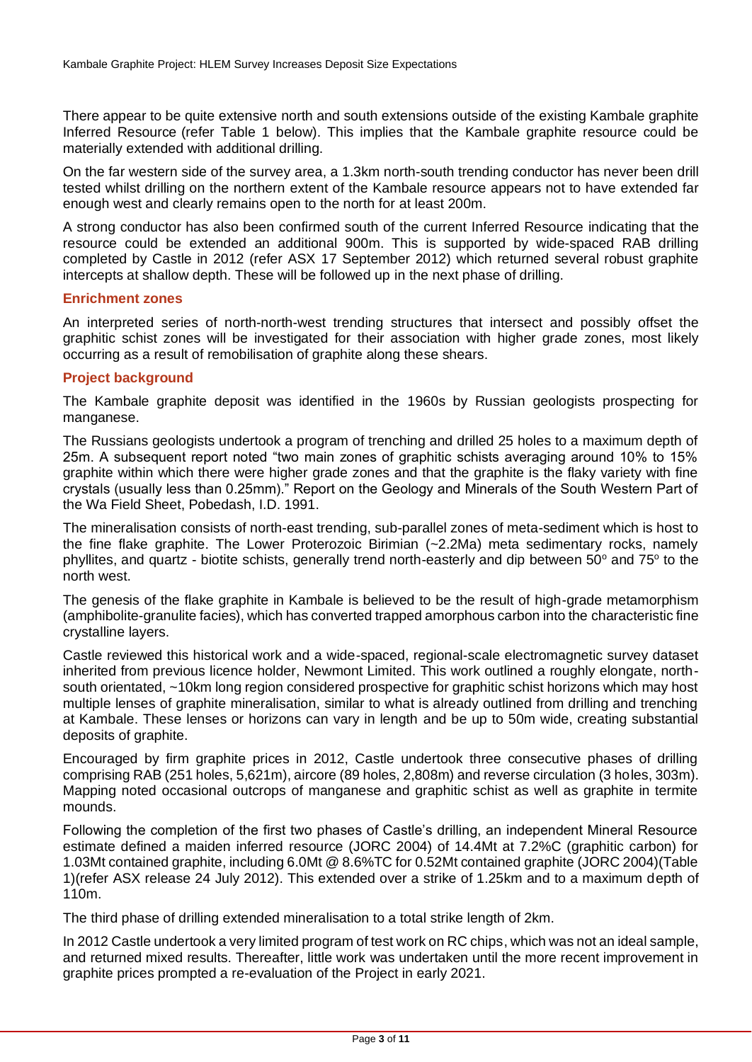There appear to be quite extensive north and south extensions outside of the existing Kambale graphite Inferred Resource (refer Table 1 below). This implies that the Kambale graphite resource could be materially extended with additional drilling.

On the far western side of the survey area, a 1.3km north-south trending conductor has never been drill tested whilst drilling on the northern extent of the Kambale resource appears not to have extended far enough west and clearly remains open to the north for at least 200m.

A strong conductor has also been confirmed south of the current Inferred Resource indicating that the resource could be extended an additional 900m. This is supported by wide-spaced RAB drilling completed by Castle in 2012 (refer ASX 17 September 2012) which returned several robust graphite intercepts at shallow depth. These will be followed up in the next phase of drilling.

### Enrichment zones

An interpreted series of north-north-west trending structures that intersect and possibly offset the graphitic schist zones will be investigated for their association with higher grade zones, most likely occurring as a result of remobilisation of graphite along these shears.

### Project background

The Kambale graphite deposit was identified in the 1960s by Russian geologists prospecting for manganese.

The Russians geologists undertook a program of trenching and drilled 25 holes to a maximum depth of 25m. A subsequent report noted "two main zones of graphitic schists averaging around 10% to 15% graphite within which there were higher grade zones and that the graphite is the flaky variety with fine crystals (usually less than 0.25mm)." Report on the Geology and Minerals of the South Western Part of the Wa Field Sheet, Pobedash, I.D. 1991.

The mineralisation consists of north-east trending, sub-parallel zones of meta-sediment which is host to the fine flake graphite. The Lower Proterozoic Birimian (~2.2Ma) meta sedimentary rocks, namely phyllites, and quartz - biotite schists, generally trend north-easterly and dip between 50° and 75° to the north west.

The genesis of the flake graphite in Kambale is believed to be the result of high-grade metamorphism (amphibolite-granulite facies), which has converted trapped amorphous carbon into the characteristic fine crystalline layers.

Castle reviewed this historical work and a wide-spaced, regional-scale electromagnetic survey dataset inherited from previous licence holder, Newmont Limited. This work outlined a roughly elongate, north-south orientated, ~10km long region considered prospective for graphitic schist horizons which may host multiple lenses of graphite mineralisation, similar to what is already outlined from drilling and trenching at Kambale. These lenses or horizons can vary in length and be up to 50m wide, creating substantial deposits of graphite.

Encouraged by firm graphite prices in 2012, Castle undertook three consecutive phases of drilling comprising RAB (251 holes, 5,621m), aircore (89 holes, 2,808m) and reverse circulation (3 holes, 303m). Mapping noted occasional outcrops of manganese and graphitic schist as well as graphite in termite mounds.

Following the completion of the first two phases of Castle's drilling, an independent Mineral Resource estimate defined a maiden inferred resource (JORC 2004) of 14.4Mt at 7.2%C (graphitic carbon) for 1.03Mt contained graphite, including 6.0Mt @ 8.6%TC for 0.52Mt contained graphite (JORC 2004)(Table 1)(refer ASX release 24 July 2012). This extended over a strike of 1.25km and to a maximum depth of 110m.

The third phase of drilling extended mineralisation to a total strike length of 2km.

In 2012 Castle undertook a very limited program of test work on RC chips, which was not an ideal sample, and returned mixed results. Thereafter, little work was undertaken until the more recent improvement in graphite prices prompted a re-evaluation of the Project in early 2021.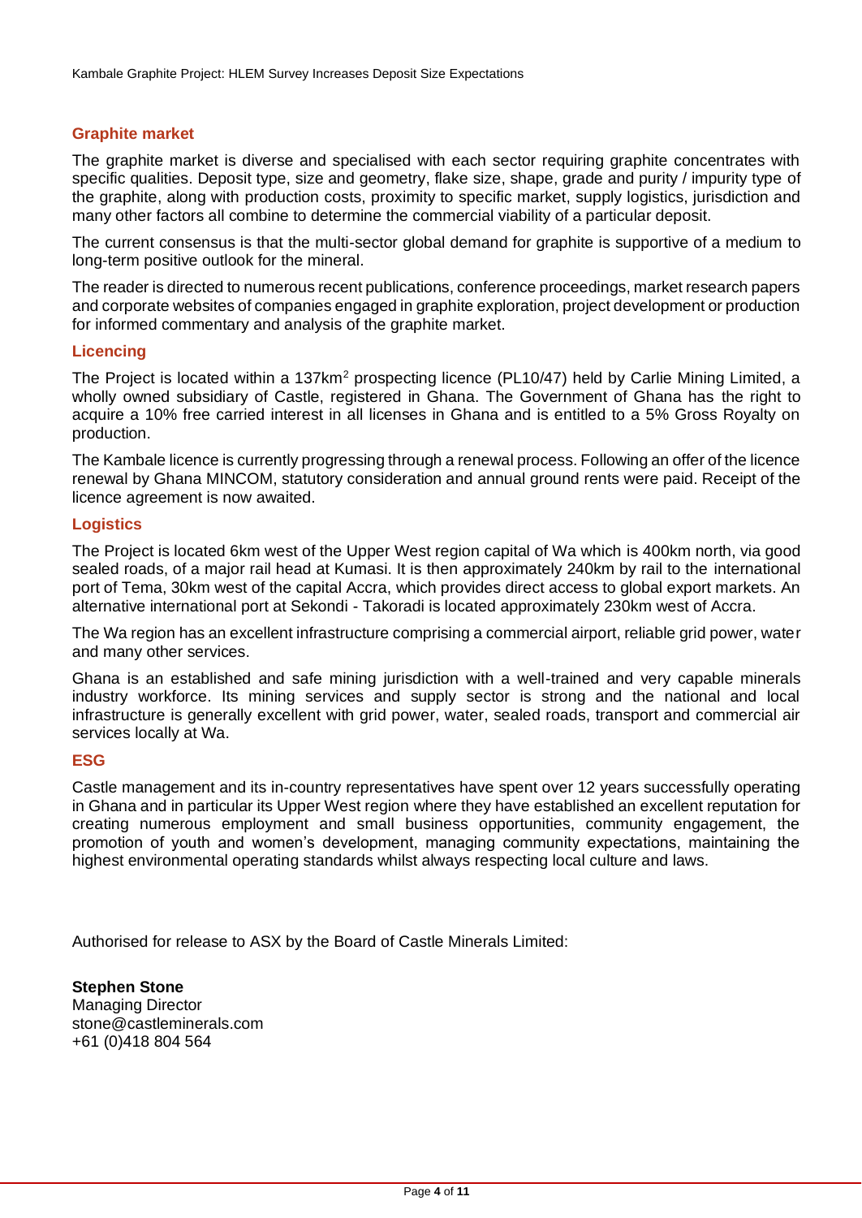## Graphite market

The graphite market is diverse and specialised with each sector requiring graphite concentrates with specific qualities. Deposit type, size and geometry, flake size, shape, grade and purity / impurity type of the graphite, along with production costs, proximity to specific market, supply logistics, jurisdiction and many other factors all combine to determine the commercial viability of a particular deposit.

The current consensus is that the multi-sector global demand for graphite is supportive of a medium to long-term positive outlook for the mineral.

The reader is directed to numerous recent publications, conference proceedings, market research papers and corporate websites of companies engaged in graphite exploration, project development or production for informed commentary and analysis of the graphite market.

## Licencing

The Project is located within a 137km$^2$ prospecting licence (PL10/47) held by Carlie Mining Limited, a wholly owned subsidiary of Castle, registered in Ghana. The Government of Ghana has the right to acquire a 10% free carried interest in all licenses in Ghana and is entitled to a 5% Gross Royalty on production.

The Kambale licence is currently progressing through a renewal process. Following an offer of the licence renewal by Ghana MINCOM, statutory consideration and annual ground rents were paid. Receipt of the licence agreement is now awaited.

## Logistics

The Project is located 6km west of the Upper West region capital of Wa which is 400km north, via good sealed roads, of a major rail head at Kumasi. It is then approximately 240km by rail to the international port of Tema, 30km west of the capital Accra, which provides direct access to global export markets. An alternative international port at Sekondi - Takoradi is located approximately 230km west of Accra.

The Wa region has an excellent infrastructure comprising a commercial airport, reliable grid power, water and many other services.

Ghana is an established and safe mining jurisdiction with a well-trained and very capable minerals industry workforce. Its mining services and supply sector is strong and the national and local infrastructure is generally excellent with grid power, water, sealed roads, transport and commercial air services locally at Wa.

## ESG

Castle management and its in-country representatives have spent over 12 years successfully operating in Ghana and in particular its Upper West region where they have established an excellent reputation for creating numerous employment and small business opportunities, community engagement, the promotion of youth and women's development, managing community expectations, maintaining the highest environmental operating standards whilst always respecting local culture and laws.

Authorised for release to ASX by the Board of Castle Minerals Limited:

**Stephen Stone**
Managing Director
stone@castleminerals.com
+61 (0)418 804 564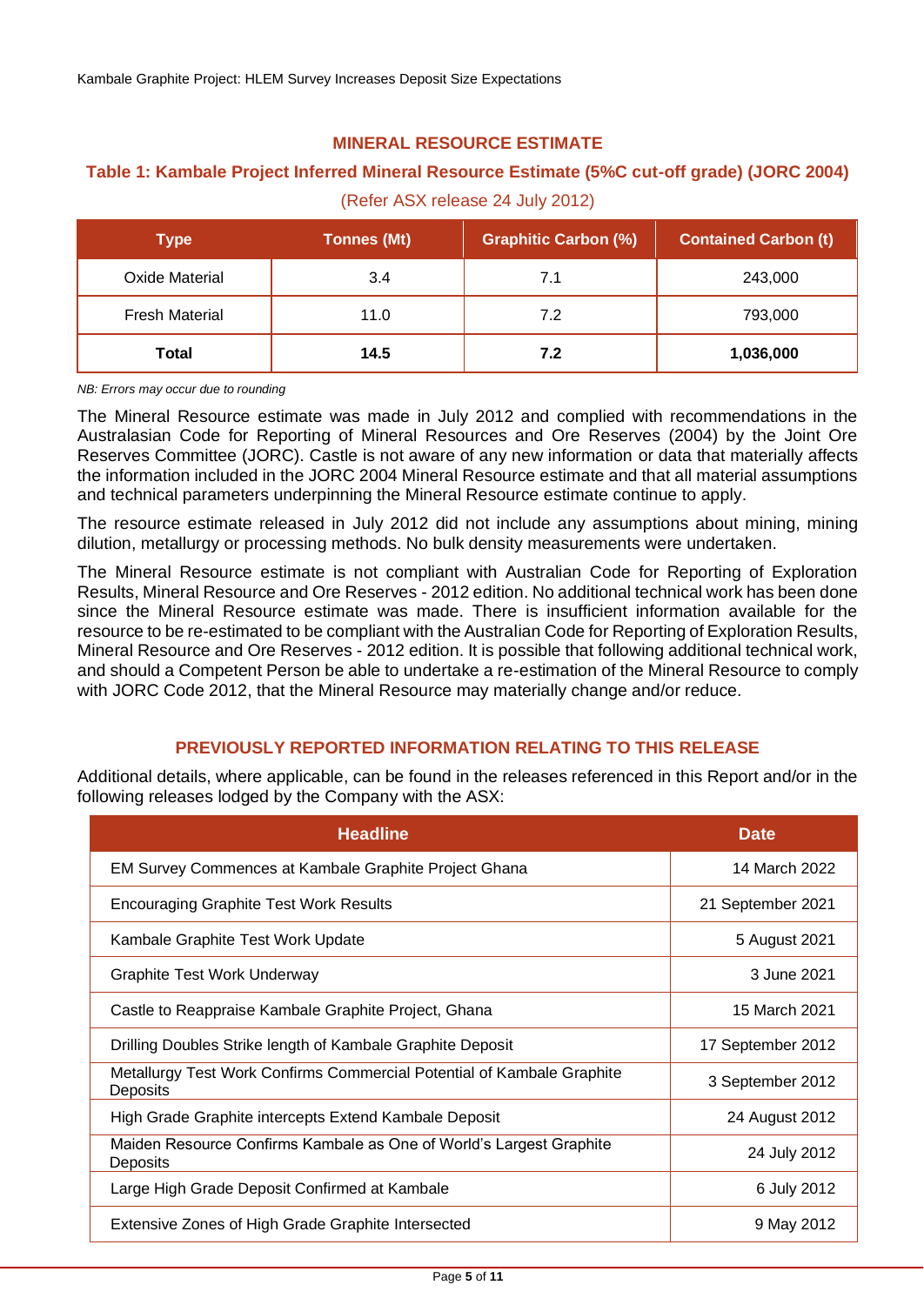## MINERAL RESOURCE ESTIMATE

### Table 1: Kambale Project Inferred Mineral Resource Estimate (5%C cut-off grade) (JORC 2004)

(Refer ASX release 24 July 2012)

| Type | Tonnes (Mt) | Graphitic Carbon (%) | Contained Carbon (t) |
|---|---|---|---|
| Oxide Material | 3.4 | 7.1 | 243,000 |
| Fresh Material | 11.0 | 7.2 | 793,000 |
| **Total** | **14.5** | **7.2** | **1,036,000** |

*NB: Errors may occur due to rounding*

The Mineral Resource estimate was made in July 2012 and complied with recommendations in the Australasian Code for Reporting of Mineral Resources and Ore Reserves (2004) by the Joint Ore Reserves Committee (JORC). Castle is not aware of any new information or data that materially affects the information included in the JORC 2004 Mineral Resource estimate and that all material assumptions and technical parameters underpinning the Mineral Resource estimate continue to apply.

The resource estimate released in July 2012 did not include any assumptions about mining, mining dilution, metallurgy or processing methods. No bulk density measurements were undertaken.

The Mineral Resource estimate is not compliant with Australian Code for Reporting of Exploration Results, Mineral Resource and Ore Reserves - 2012 edition. No additional technical work has been done since the Mineral Resource estimate was made. There is insufficient information available for the resource to be re-estimated to be compliant with the Australian Code for Reporting of Exploration Results, Mineral Resource and Ore Reserves - 2012 edition. It is possible that following additional technical work, and should a Competent Person be able to undertake a re-estimation of the Mineral Resource to comply with JORC Code 2012, that the Mineral Resource may materially change and/or reduce.

## PREVIOUSLY REPORTED INFORMATION RELATING TO THIS RELEASE

Additional details, where applicable, can be found in the releases referenced in this Report and/or in the following releases lodged by the Company with the ASX:

| Headline | Date |
|---|---|
| EM Survey Commences at Kambale Graphite Project Ghana | 14 March 2022 |
| Encouraging Graphite Test Work Results | 21 September 2021 |
| Kambale Graphite Test Work Update | 5 August 2021 |
| Graphite Test Work Underway | 3 June 2021 |
| Castle to Reappraise Kambale Graphite Project, Ghana | 15 March 2021 |
| Drilling Doubles Strike length of Kambale Graphite Deposit | 17 September 2012 |
| Metallurgy Test Work Confirms Commercial Potential of Kambale Graphite Deposits | 3 September 2012 |
| High Grade Graphite intercepts Extend Kambale Deposit | 24 August 2012 |
| Maiden Resource Confirms Kambale as One of World's Largest Graphite Deposits | 24 July 2012 |
| Large High Grade Deposit Confirmed at Kambale | 6 July 2012 |
| Extensive Zones of High Grade Graphite Intersected | 9 May 2012 |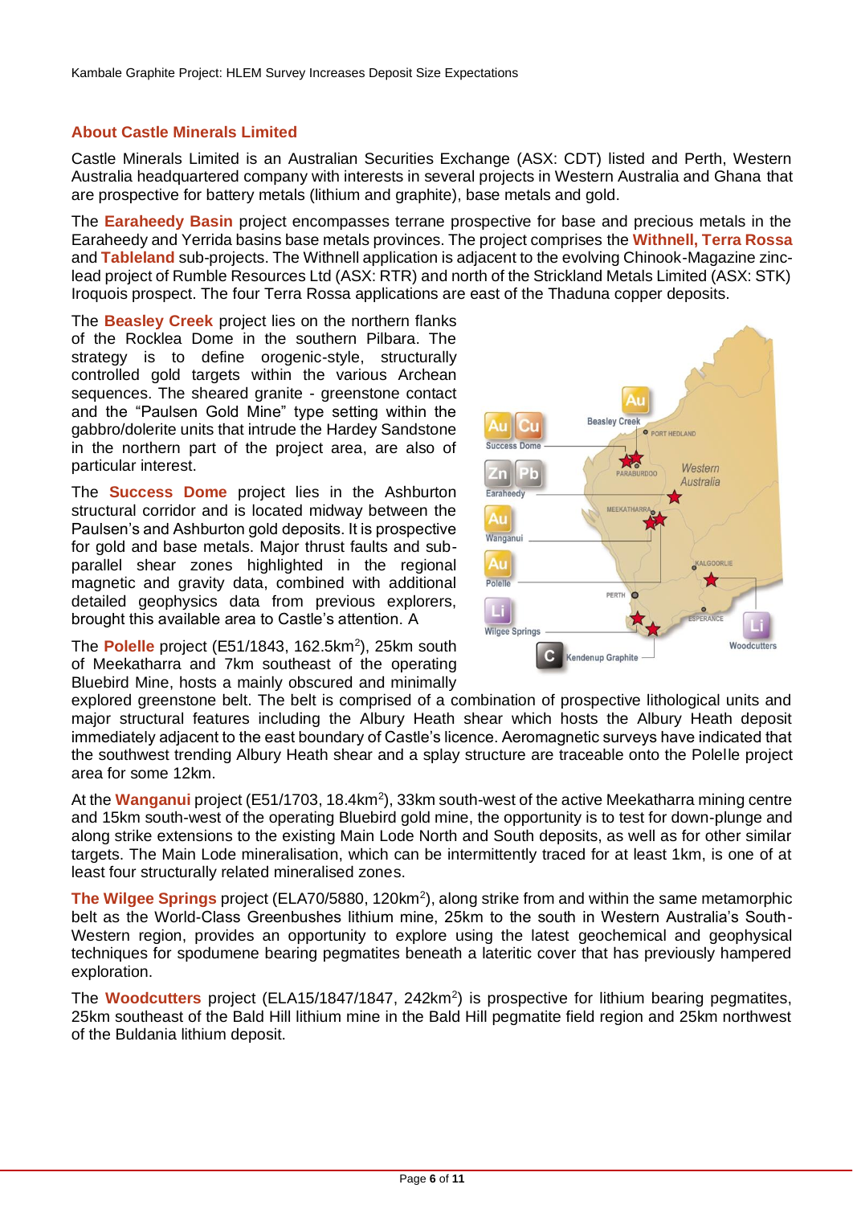## About Castle Minerals Limited

Castle Minerals Limited is an Australian Securities Exchange (ASX: CDT) listed and Perth, Western Australia headquartered company with interests in several projects in Western Australia and Ghana that are prospective for battery metals (lithium and graphite), base metals and gold.

The **Earaheedy Basin** project encompasses terrane prospective for base and precious metals in the Earaheedy and Yerrida basins base metals provinces. The project comprises the **Withnell, Terra Rossa** and **Tableland** sub-projects. The Withnell application is adjacent to the evolving Chinook-Magazine zinc-lead project of Rumble Resources Ltd (ASX: RTR) and north of the Strickland Metals Limited (ASX: STK) Iroquois prospect. The four Terra Rossa applications are east of the Thaduna copper deposits.

The **Beasley Creek** project lies on the northern flanks of the Rocklea Dome in the southern Pilbara. The strategy is to define orogenic-style, structurally controlled gold targets within the various Archean sequences. The sheared granite - greenstone contact and the "Paulsen Gold Mine" type setting within the gabbro/dolerite units that intrude the Hardey Sandstone in the northern part of the project area, are also of particular interest.

The **Success Dome** project lies in the Ashburton structural corridor and is located midway between the Paulsen's and Ashburton gold deposits. It is prospective for gold and base metals. Major thrust faults and sub-parallel shear zones highlighted in the regional magnetic and gravity data, combined with additional detailed geophysics data from previous explorers, brought this available area to Castle's attention. A

The **Polelle** project (E51/1843, 162.5km$^2$), 25km south of Meekatharra and 7km southeast of the operating Bluebird Mine, hosts a mainly obscured and minimally explored greenstone belt. The belt is comprised of a combination of prospective lithological units and major structural features including the Albury Heath shear which hosts the Albury Heath deposit immediately adjacent to the east boundary of Castle's licence. Aeromagnetic surveys have indicated that the southwest trending Albury Heath shear and a splay structure are traceable onto the Polelle project area for some 12km.

At the **Wanganui** project (E51/1703, 18.4km$^2$), 33km south-west of the active Meekatharra mining centre and 15km south-west of the operating Bluebird gold mine, the opportunity is to test for down-plunge and along strike extensions to the existing Main Lode North and South deposits, as well as for other similar targets. The Main Lode mineralisation, which can be intermittently traced for at least 1km, is one of at least four structurally related mineralised zones.

**The Wilgee Springs** project (ELA70/5880, 120km$^2$), along strike from and within the same metamorphic belt as the World-Class Greenbushes lithium mine, 25km to the south in Western Australia's South-Western region, provides an opportunity to explore using the latest geochemical and geophysical techniques for spodumene bearing pegmatites beneath a lateritic cover that has previously hampered exploration.

The **Woodcutters** project (ELA15/1847/1847, 242km$^2$) is prospective for lithium bearing pegmatites, 25km southeast of the Bald Hill lithium mine in the Bald Hill pegmatite field region and 25km northwest of the Buldania lithium deposit.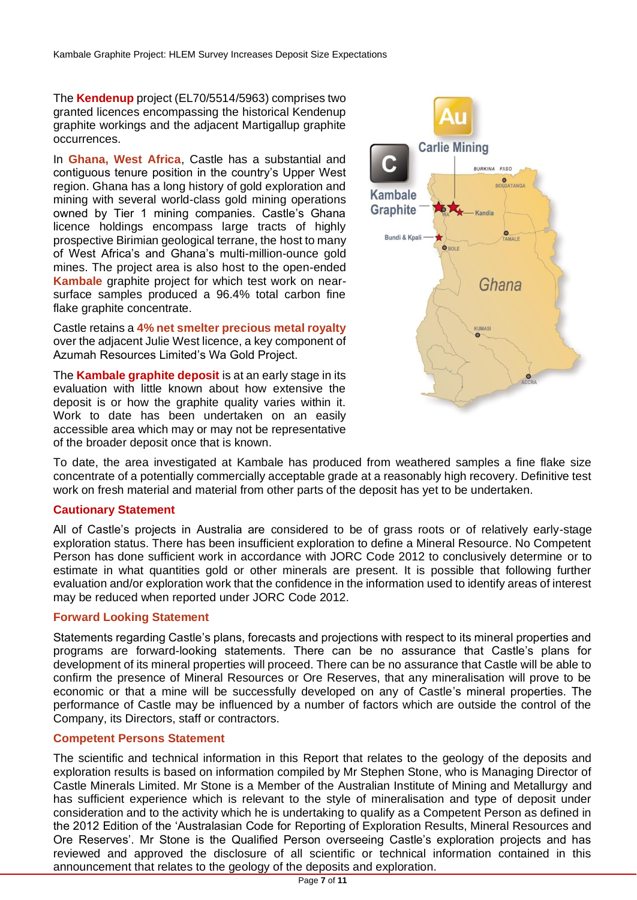The **Kendenup** project (EL70/5514/5963) comprises two granted licences encompassing the historical Kendenup graphite workings and the adjacent Martigallup graphite occurrences.

In **Ghana, West Africa**, Castle has a substantial and contiguous tenure position in the country's Upper West region. Ghana has a long history of gold exploration and mining with several world-class gold mining operations owned by Tier 1 mining companies. Castle's Ghana licence holdings encompass large tracts of highly prospective Birimian geological terrane, the host to many of West Africa's and Ghana's multi-million-ounce gold mines. The project area is also host to the open-ended **Kambale** graphite project for which test work on near-surface samples produced a 96.4% total carbon fine flake graphite concentrate.

Castle retains a **4% net smelter precious metal royalty** over the adjacent Julie West licence, a key component of Azumah Resources Limited's Wa Gold Project.

The **Kambale graphite deposit** is at an early stage in its evaluation with little known about how extensive the deposit is or how the graphite quality varies within it. Work to date has been undertaken on an easily accessible area which may or may not be representative of the broader deposit once that is known.

To date, the area investigated at Kambale has produced from weathered samples a fine flake size concentrate of a potentially commercially acceptable grade at a reasonably high recovery. Definitive test work on fresh material and material from other parts of the deposit has yet to be undertaken.

### Cautionary Statement

All of Castle's projects in Australia are considered to be of grass roots or of relatively early-stage exploration status. There has been insufficient exploration to define a Mineral Resource. No Competent Person has done sufficient work in accordance with JORC Code 2012 to conclusively determine or to estimate in what quantities gold or other minerals are present. It is possible that following further evaluation and/or exploration work that the confidence in the information used to identify areas of interest may be reduced when reported under JORC Code 2012.

### Forward Looking Statement

Statements regarding Castle's plans, forecasts and projections with respect to its mineral properties and programs are forward-looking statements. There can be no assurance that Castle's plans for development of its mineral properties will proceed. There can be no assurance that Castle will be able to confirm the presence of Mineral Resources or Ore Reserves, that any mineralisation will prove to be economic or that a mine will be successfully developed on any of Castle's mineral properties. The performance of Castle may be influenced by a number of factors which are outside the control of the Company, its Directors, staff or contractors.

### Competent Persons Statement

The scientific and technical information in this Report that relates to the geology of the deposits and exploration results is based on information compiled by Mr Stephen Stone, who is Managing Director of Castle Minerals Limited. Mr Stone is a Member of the Australian Institute of Mining and Metallurgy and has sufficient experience which is relevant to the style of mineralisation and type of deposit under consideration and to the activity which he is undertaking to qualify as a Competent Person as defined in the 2012 Edition of the 'Australasian Code for Reporting of Exploration Results, Mineral Resources and Ore Reserves'. Mr Stone is the Qualified Person overseeing Castle's exploration projects and has reviewed and approved the disclosure of all scientific or technical information contained in this announcement that relates to the geology of the deposits and exploration.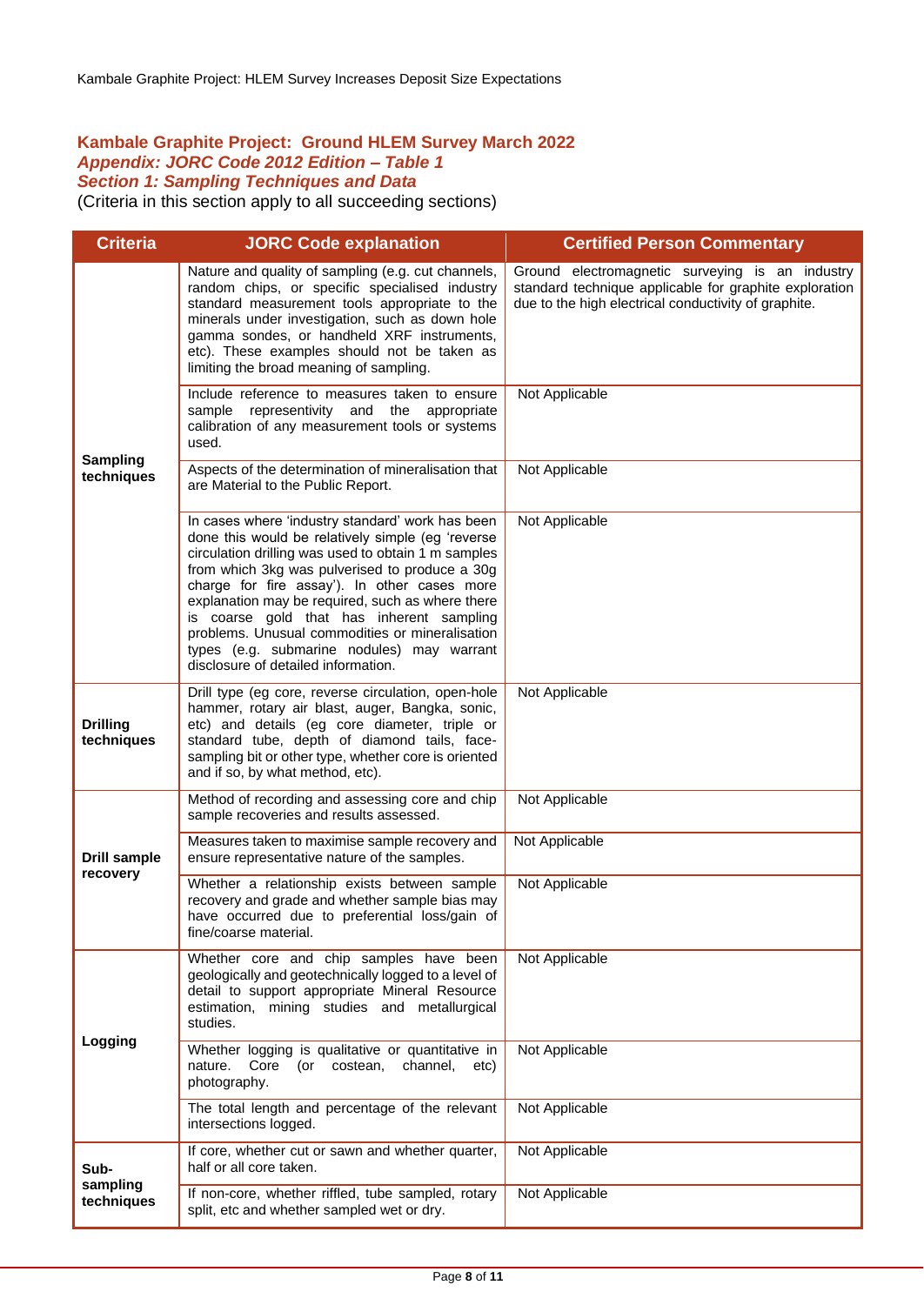## Kambale Graphite Project: Ground HLEM Survey March 2022
### *Appendix: JORC Code 2012 Edition – Table 1*
### *Section 1: Sampling Techniques and Data*

(Criteria in this section apply to all succeeding sections)

| Criteria | JORC Code explanation | Certified Person Commentary |
|---|---|---|
| **Sampling techniques** | Nature and quality of sampling (e.g. cut channels, random chips, or specific specialised industry standard measurement tools appropriate to the minerals under investigation, such as down hole gamma sondes, or handheld XRF instruments, etc). These examples should not be taken as limiting the broad meaning of sampling. | Ground electromagnetic surveying is an industry standard technique applicable for graphite exploration due to the high electrical conductivity of graphite. |
| | Include reference to measures taken to ensure sample representivity and the appropriate calibration of any measurement tools or systems used. | Not Applicable |
| | Aspects of the determination of mineralisation that are Material to the Public Report. | Not Applicable |
| | In cases where 'industry standard' work has been done this would be relatively simple (eg 'reverse circulation drilling was used to obtain 1 m samples from which 3kg was pulverised to produce a 30g charge for fire assay'). In other cases more explanation may be required, such as where there is coarse gold that has inherent sampling problems. Unusual commodities or mineralisation types (e.g. submarine nodules) may warrant disclosure of detailed information. | Not Applicable |
| **Drilling techniques** | Drill type (eg core, reverse circulation, open-hole hammer, rotary air blast, auger, Bangka, sonic, etc) and details (eg core diameter, triple or standard tube, depth of diamond tails, face-sampling bit or other type, whether core is oriented and if so, by what method, etc). | Not Applicable |
| **Drill sample recovery** | Method of recording and assessing core and chip sample recoveries and results assessed. | Not Applicable |
| | Measures taken to maximise sample recovery and ensure representative nature of the samples. | Not Applicable |
| | Whether a relationship exists between sample recovery and grade and whether sample bias may have occurred due to preferential loss/gain of fine/coarse material. | Not Applicable |
| **Logging** | Whether core and chip samples have been geologically and geotechnically logged to a level of detail to support appropriate Mineral Resource estimation, mining studies and metallurgical studies. | Not Applicable |
| | Whether logging is qualitative or quantitative in nature. Core (or costean, channel, etc) photography. | Not Applicable |
| | The total length and percentage of the relevant intersections logged. | Not Applicable |
| **Sub-sampling techniques** | If core, whether cut or sawn and whether quarter, half or all core taken. | Not Applicable |
| | If non-core, whether riffled, tube sampled, rotary split, etc and whether sampled wet or dry. | Not Applicable |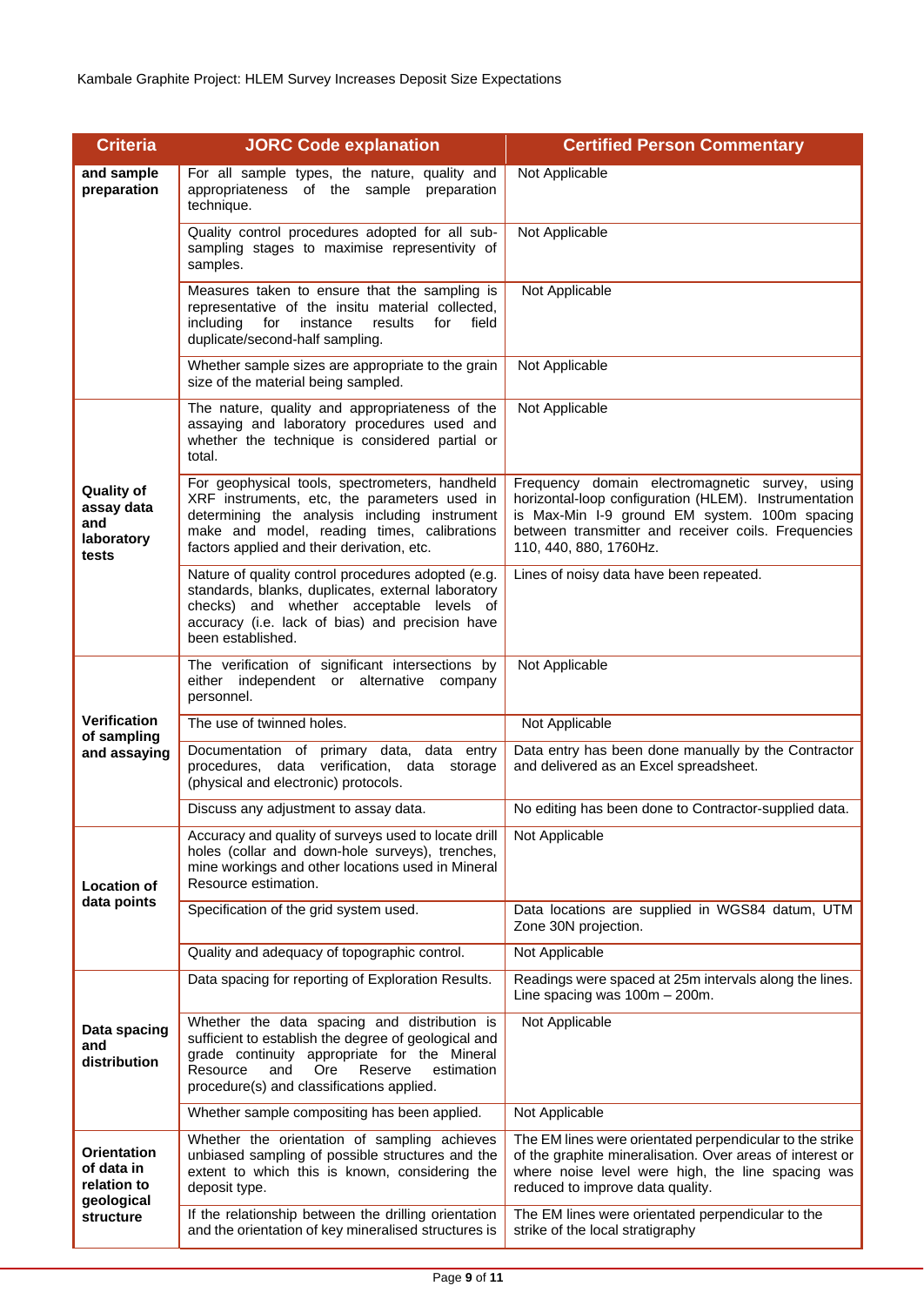| Criteria | JORC Code explanation | Certified Person Commentary |
|---|---|---|
| **and sample preparation** | For all sample types, the nature, quality and appropriateness of the sample preparation technique. | Not Applicable |
| | Quality control procedures adopted for all sub-sampling stages to maximise representivity of samples. | Not Applicable |
| | Measures taken to ensure that the sampling is representative of the insitu material collected, including for instance results for field duplicate/second-half sampling. | Not Applicable |
| | Whether sample sizes are appropriate to the grain size of the material being sampled. | Not Applicable |
| **Quality of assay data and laboratory tests** | The nature, quality and appropriateness of the assaying and laboratory procedures used and whether the technique is considered partial or total. | Not Applicable |
| | For geophysical tools, spectrometers, handheld XRF instruments, etc, the parameters used in determining the analysis including instrument make and model, reading times, calibrations factors applied and their derivation, etc. | Frequency domain electromagnetic survey, using horizontal-loop configuration (HLEM). Instrumentation is Max-Min I-9 ground EM system. 100m spacing between transmitter and receiver coils. Frequencies 110, 440, 880, 1760Hz. |
| | Nature of quality control procedures adopted (e.g. standards, blanks, duplicates, external laboratory checks) and whether acceptable levels of accuracy (i.e. lack of bias) and precision have been established. | Lines of noisy data have been repeated. |
| **Verification of sampling and assaying** | The verification of significant intersections by either independent or alternative company personnel. | Not Applicable |
| | The use of twinned holes. | Not Applicable |
| | Documentation of primary data, data entry procedures, data verification, data storage (physical and electronic) protocols. | Data entry has been done manually by the Contractor and delivered as an Excel spreadsheet. |
| | Discuss any adjustment to assay data. | No editing has been done to Contractor-supplied data. |
| **Location of data points** | Accuracy and quality of surveys used to locate drill holes (collar and down-hole surveys), trenches, mine workings and other locations used in Mineral Resource estimation. | Not Applicable |
| | Specification of the grid system used. | Data locations are supplied in WGS84 datum, UTM Zone 30N projection. |
| | Quality and adequacy of topographic control. | Not Applicable |
| **Data spacing and distribution** | Data spacing for reporting of Exploration Results. | Readings were spaced at 25m intervals along the lines. Line spacing was 100m – 200m. |
| | Whether the data spacing and distribution is sufficient to establish the degree of geological and grade continuity appropriate for the Mineral Resource and Ore Reserve estimation procedure(s) and classifications applied. | Not Applicable |
| | Whether sample compositing has been applied. | Not Applicable |
| **Orientation of data in relation to geological structure** | Whether the orientation of sampling achieves unbiased sampling of possible structures and the extent to which this is known, considering the deposit type. | The EM lines were orientated perpendicular to the strike of the graphite mineralisation. Over areas of interest or where noise level were high, the line spacing was reduced to improve data quality. |
| | If the relationship between the drilling orientation and the orientation of key mineralised structures is | The EM lines were orientated perpendicular to the strike of the local stratigraphy |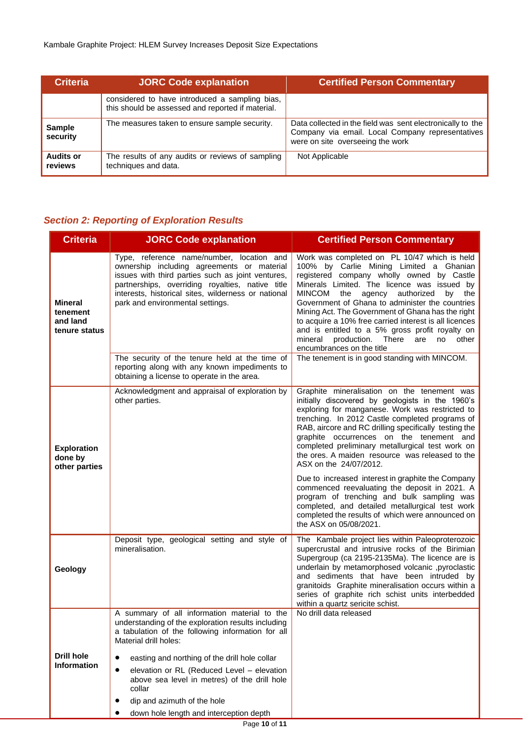| Criteria | JORC Code explanation | Certified Person Commentary |
|---|---|---|
| | considered to have introduced a sampling bias, this should be assessed and reported if material. | |
| **Sample security** | The measures taken to ensure sample security. | Data collected in the field was sent electronically to the Company via email. Local Company representatives were on site overseeing the work |
| **Audits or reviews** | The results of any audits or reviews of sampling techniques and data. | Not Applicable |

### *Section 2: Reporting of Exploration Results*

| Criteria | JORC Code explanation | Certified Person Commentary |
|---|---|---|
| **Mineral tenement and land tenure status** | Type, reference name/number, location and ownership including agreements or material issues with third parties such as joint ventures, partnerships, overriding royalties, native title interests, historical sites, wilderness or national park and environmental settings. | Work was completed on PL 10/47 which is held 100% by Carlie Mining Limited a Ghanian registered company wholly owned by Castle Minerals Limited. The licence was issued by MINCOM the agency authorized by the Government of Ghana to administer the countries Mining Act. The Government of Ghana has the right to acquire a 10% free carried interest is all licences and is entitled to a 5% gross profit royalty on mineral production. There are no other encumbrances on the title |
| | The security of the tenure held at the time of reporting along with any known impediments to obtaining a license to operate in the area. | The tenement is in good standing with MINCOM. |
| **Exploration done by other parties** | Acknowledgment and appraisal of exploration by other parties. | Graphite mineralisation on the tenement was initially discovered by geologists in the 1960's exploring for manganese. Work was restricted to trenching. In 2012 Castle completed programs of RAB, aircore and RC drilling specifically testing the graphite occurrences on the tenement and completed preliminary metallurgical test work on the ores. A maiden resource was released to the ASX on the 24/07/2012.<br><br>Due to increased interest in graphite the Company commenced reevaluating the deposit in 2021. A program of trenching and bulk sampling was completed, and detailed metallurgical test work completed the results of which were announced on the ASX on 05/08/2021. |
| **Geology** | Deposit type, geological setting and style of mineralisation. | The Kambale project lies within Paleoproterozoic supercrustal and intrusive rocks of the Birimian Supergroup (ca 2195-2135Ma). The licence are is underlain by metamorphosed volcanic ,pyroclastic and sediments that have been intruded by granitoids Graphite mineralisation occurs within a series of graphite rich schist units interbedded within a quartz sericite schist. |
| **Drill hole Information** | A summary of all information material to the understanding of the exploration results including a tabulation of the following information for all Material drill holes:<br><br>• easting and northing of the drill hole collar<br>• elevation or RL (Reduced Level – elevation above sea level in metres) of the drill hole collar<br>• dip and azimuth of the hole<br>• down hole length and interception depth | No drill data released |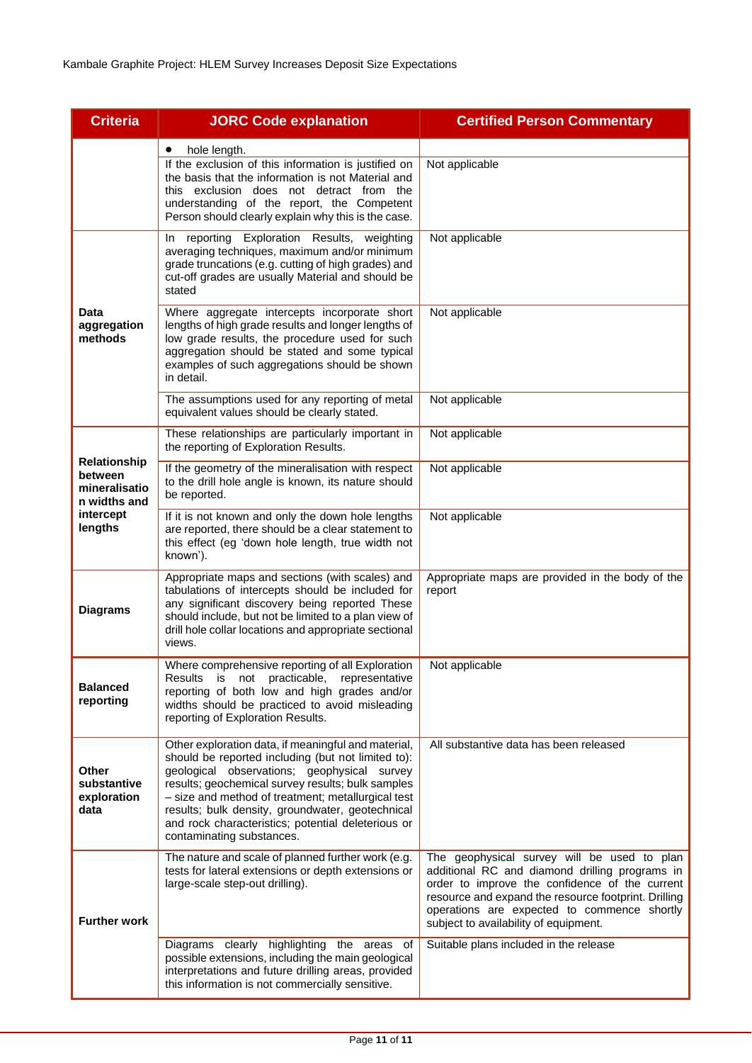| Criteria | JORC Code explanation | Certified Person Commentary |
|---|---|---|
| | • hole length. | |
| | If the exclusion of this information is justified on the basis that the information is not Material and this exclusion does not detract from the understanding of the report, the Competent Person should clearly explain why this is the case. | Not applicable |
| **Data aggregation methods** | In reporting Exploration Results, weighting averaging techniques, maximum and/or minimum grade truncations (e.g. cutting of high grades) and cut-off grades are usually Material and should be stated | Not applicable |
| | Where aggregate intercepts incorporate short lengths of high grade results and longer lengths of low grade results, the procedure used for such aggregation should be stated and some typical examples of such aggregations should be shown in detail. | Not applicable |
| | The assumptions used for any reporting of metal equivalent values should be clearly stated. | Not applicable |
| **Relationship between mineralisation widths and intercept lengths** | These relationships are particularly important in the reporting of Exploration Results. | Not applicable |
| | If the geometry of the mineralisation with respect to the drill hole angle is known, its nature should be reported. | Not applicable |
| | If it is not known and only the down hole lengths are reported, there should be a clear statement to this effect (eg 'down hole length, true width not known'). | Not applicable |
| **Diagrams** | Appropriate maps and sections (with scales) and tabulations of intercepts should be included for any significant discovery being reported These should include, but not be limited to a plan view of drill hole collar locations and appropriate sectional views. | Appropriate maps are provided in the body of the report |
| **Balanced reporting** | Where comprehensive reporting of all Exploration Results is not practicable, representative reporting of both low and high grades and/or widths should be practiced to avoid misleading reporting of Exploration Results. | Not applicable |
| **Other substantive exploration data** | Other exploration data, if meaningful and material, should be reported including (but not limited to): geological observations; geophysical survey results; geochemical survey results; bulk samples – size and method of treatment; metallurgical test results; bulk density, groundwater, geotechnical and rock characteristics; potential deleterious or contaminating substances. | All substantive data has been released |
| **Further work** | The nature and scale of planned further work (e.g. tests for lateral extensions or depth extensions or large-scale step-out drilling). | The geophysical survey will be used to plan additional RC and diamond drilling programs in order to improve the confidence of the current resource and expand the resource footprint. Drilling operations are expected to commence shortly subject to availability of equipment. |
| | Diagrams clearly highlighting the areas of possible extensions, including the main geological interpretations and future drilling areas, provided this information is not commercially sensitive. | Suitable plans included in the release |